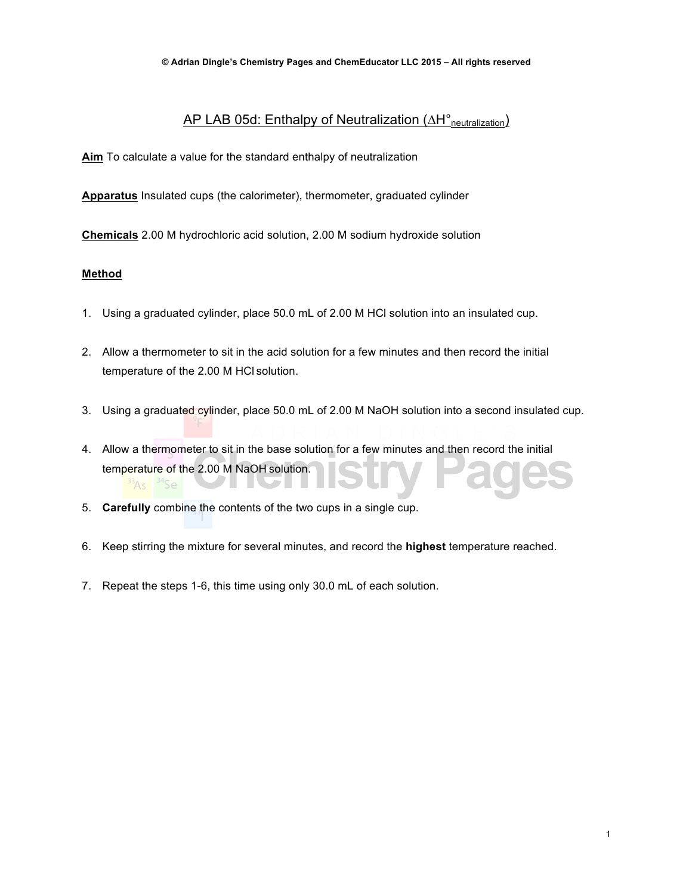# AP LAB 05d: Enthalpy of Neutralization ($\Delta H^\circ_{neutralization}$)

**Aim** To calculate a value for the standard enthalpy of neutralization

**Apparatus** Insulated cups (the calorimeter), thermometer, graduated cylinder

**Chemicals** 2.00 M hydrochloric acid solution, 2.00 M sodium hydroxide solution

**Method**

1. Using a graduated cylinder, place 50.0 mL of 2.00 M HCl solution into an insulated cup.

2. Allow a thermometer to sit in the acid solution for a few minutes and then record the initial temperature of the 2.00 M HCl solution.

3. Using a graduated cylinder, place 50.0 mL of 2.00 M NaOH solution into a second insulated cup.

4. Allow a thermometer to sit in the base solution for a few minutes and then record the initial temperature of the 2.00 M NaOH solution.

5. **Carefully** combine the contents of the two cups in a single cup.

6. Keep stirring the mixture for several minutes, and record the **highest** temperature reached.

7. Repeat the steps 1-6, this time using only 30.0 mL of each solution.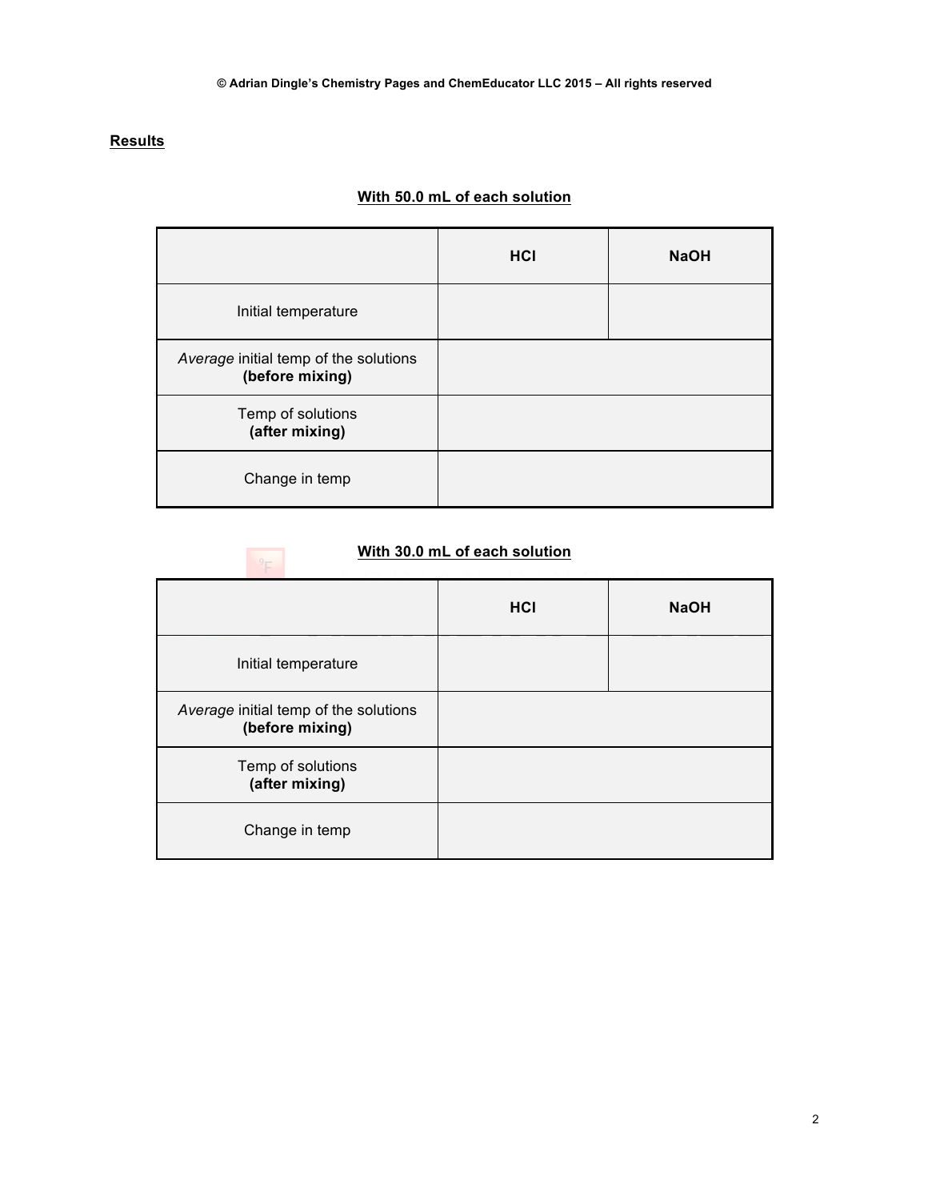## Results

**With 50.0 mL of each solution**

| | HCl | NaOH |
|---|---|---|
| Initial temperature | | |
| *Average* initial temp of the solutions **(before mixing)** | | |
| Temp of solutions **(after mixing)** | | |
| Change in temp | | |

**With 30.0 mL of each solution**

| | HCl | NaOH |
|---|---|---|
| Initial temperature | | |
| *Average* initial temp of the solutions **(before mixing)** | | |
| Temp of solutions **(after mixing)** | | |
| Change in temp | | |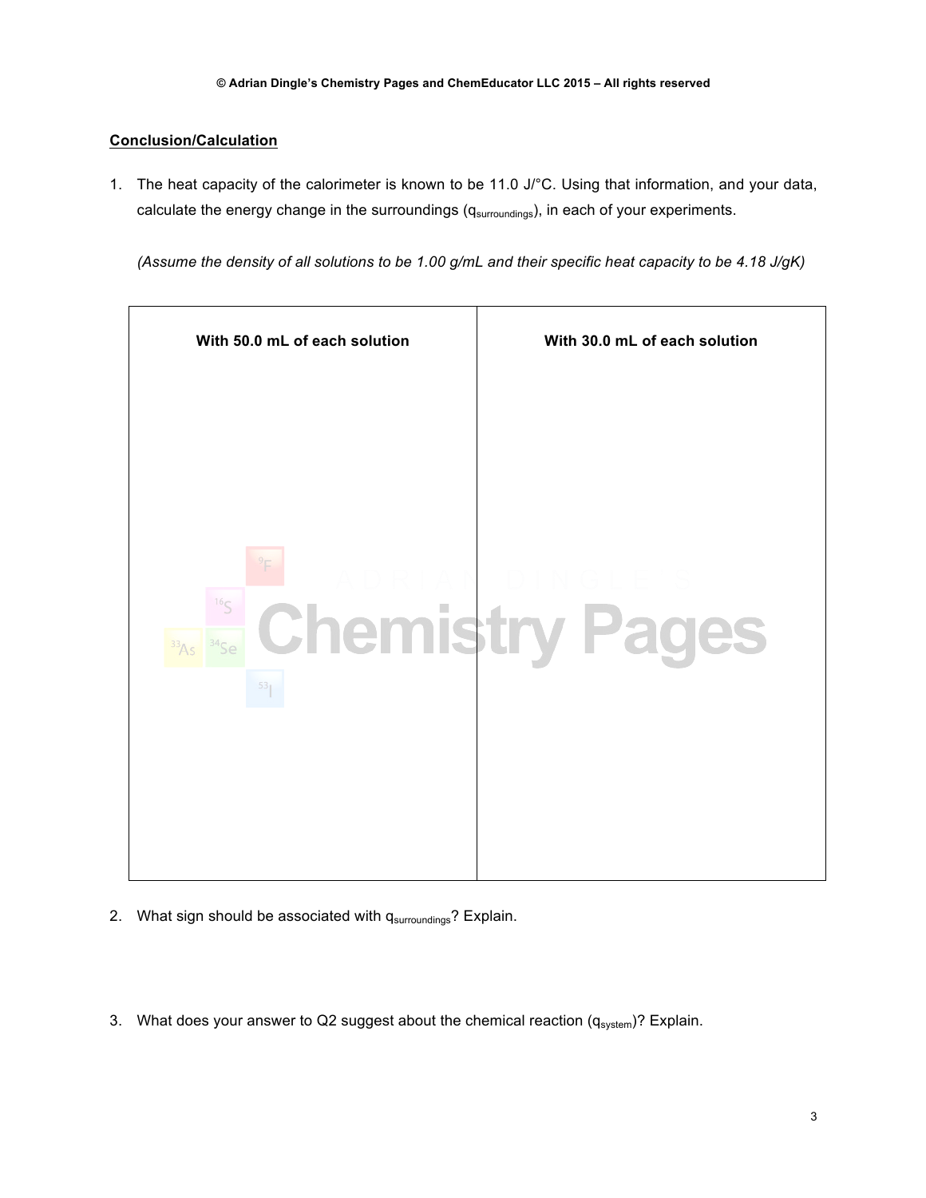## Conclusion/Calculation

1. The heat capacity of the calorimeter is known to be 11.0 J/°C. Using that information, and your data, calculate the energy change in the surroundings ($q_{surroundings}$), in each of your experiments.

   *(Assume the density of all solutions to be 1.00 g/mL and their specific heat capacity to be 4.18 J/gK)*

| With 50.0 mL of each solution | With 30.0 mL of each solution |
| --- | --- |
| | |

2. What sign should be associated with $q_{surroundings}$? Explain.

3. What does your answer to Q2 suggest about the chemical reaction ($q_{system}$)? Explain.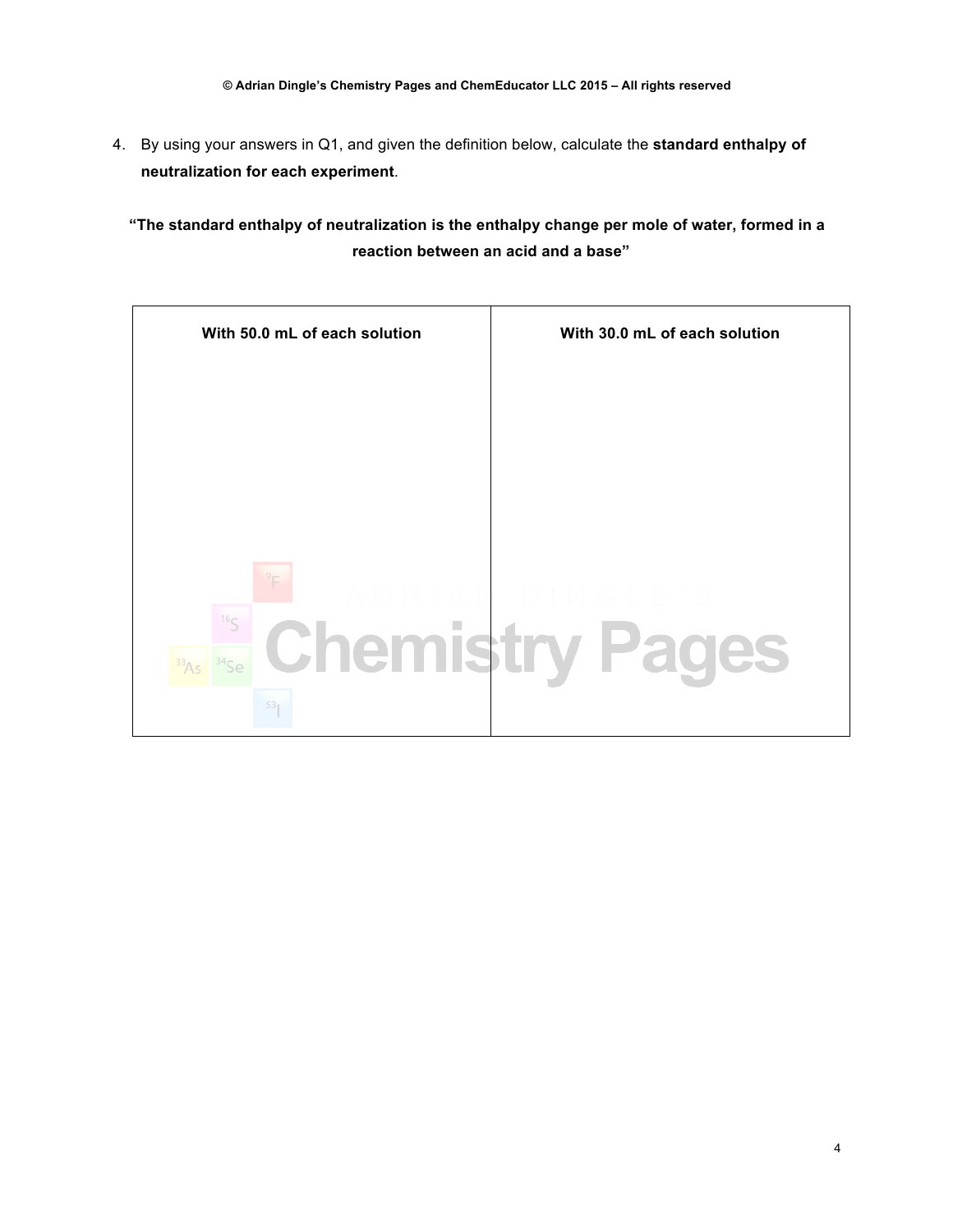4. By using your answers in Q1, and given the definition below, calculate the **standard enthalpy of neutralization for each experiment**.

**"The standard enthalpy of neutralization is the enthalpy change per mole of water, formed in a reaction between an acid and a base"**

| With 50.0 mL of each solution | With 30.0 mL of each solution |
| --- | --- |
| | |